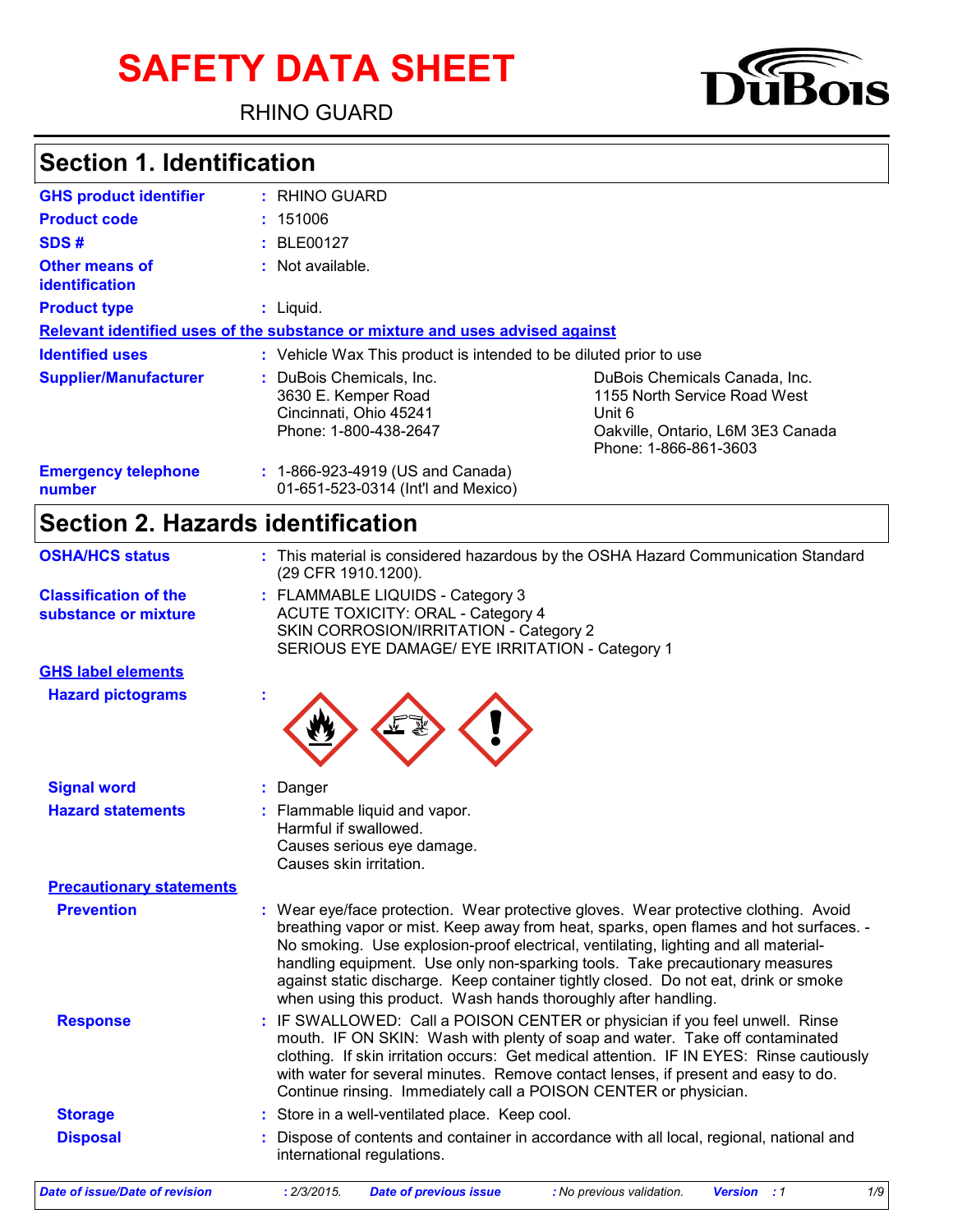# SAFETY DATA SHEET

RHINO GUARD

## Section 1. Identification

| | |
|---|---|
| **GHS product identifier** | : RHINO GUARD |
| **Product code** | : 151006 |
| **SDS #** | : BLE00127 |
| **Other means of identification** | : Not available. |
| **Product type** | : Liquid. |

**Relevant identified uses of the substance or mixture and uses advised against**

| | | |
|---|---|---|
| **Identified uses** | : Vehicle Wax This product is intended to be diluted prior to use | |
| **Supplier/Manufacturer** | : DuBois Chemicals, Inc.<br>3630 E. Kemper Road<br>Cincinnati, Ohio 45241<br>Phone: 1-800-438-2647 | DuBois Chemicals Canada, Inc.<br>1155 North Service Road West<br>Unit 6<br>Oakville, Ontario, L6M 3E3 Canada<br>Phone: 1-866-861-3603 |
| **Emergency telephone number** | : 1-866-923-4919 (US and Canada)<br>01-651-523-0314 (Int'l and Mexico) | |

## Section 2. Hazards identification

| | |
|---|---|
| **OSHA/HCS status** | : This material is considered hazardous by the OSHA Hazard Communication Standard (29 CFR 1910.1200). |
| **Classification of the substance or mixture** | : FLAMMABLE LIQUIDS - Category 3<br>ACUTE TOXICITY: ORAL - Category 4<br>SKIN CORROSION/IRRITATION - Category 2<br>SERIOUS EYE DAMAGE/ EYE IRRITATION - Category 1 |

**GHS label elements**

| | |
|---|---|
| **Hazard pictograms** | : |
| **Signal word** | : Danger |
| **Hazard statements** | : Flammable liquid and vapor.<br>Harmful if swallowed.<br>Causes serious eye damage.<br>Causes skin irritation. |

**Precautionary statements**

| | |
|---|---|
| **Prevention** | : Wear eye/face protection. Wear protective gloves. Wear protective clothing. Avoid breathing vapor or mist. Keep away from heat, sparks, open flames and hot surfaces. - No smoking. Use explosion-proof electrical, ventilating, lighting and all material-handling equipment. Use only non-sparking tools. Take precautionary measures against static discharge. Keep container tightly closed. Do not eat, drink or smoke when using this product. Wash hands thoroughly after handling. |
| **Response** | : IF SWALLOWED: Call a POISON CENTER or physician if you feel unwell. Rinse mouth. IF ON SKIN: Wash with plenty of soap and water. Take off contaminated clothing. If skin irritation occurs: Get medical attention. IF IN EYES: Rinse cautiously with water for several minutes. Remove contact lenses, if present and easy to do. Continue rinsing. Immediately call a POISON CENTER or physician. |
| **Storage** | : Store in a well-ventilated place. Keep cool. |
| **Disposal** | : Dispose of contents and container in accordance with all local, regional, national and international regulations. |

*Date of issue/Date of revision : 2/3/2015. Date of previous issue : No previous validation. Version : 1*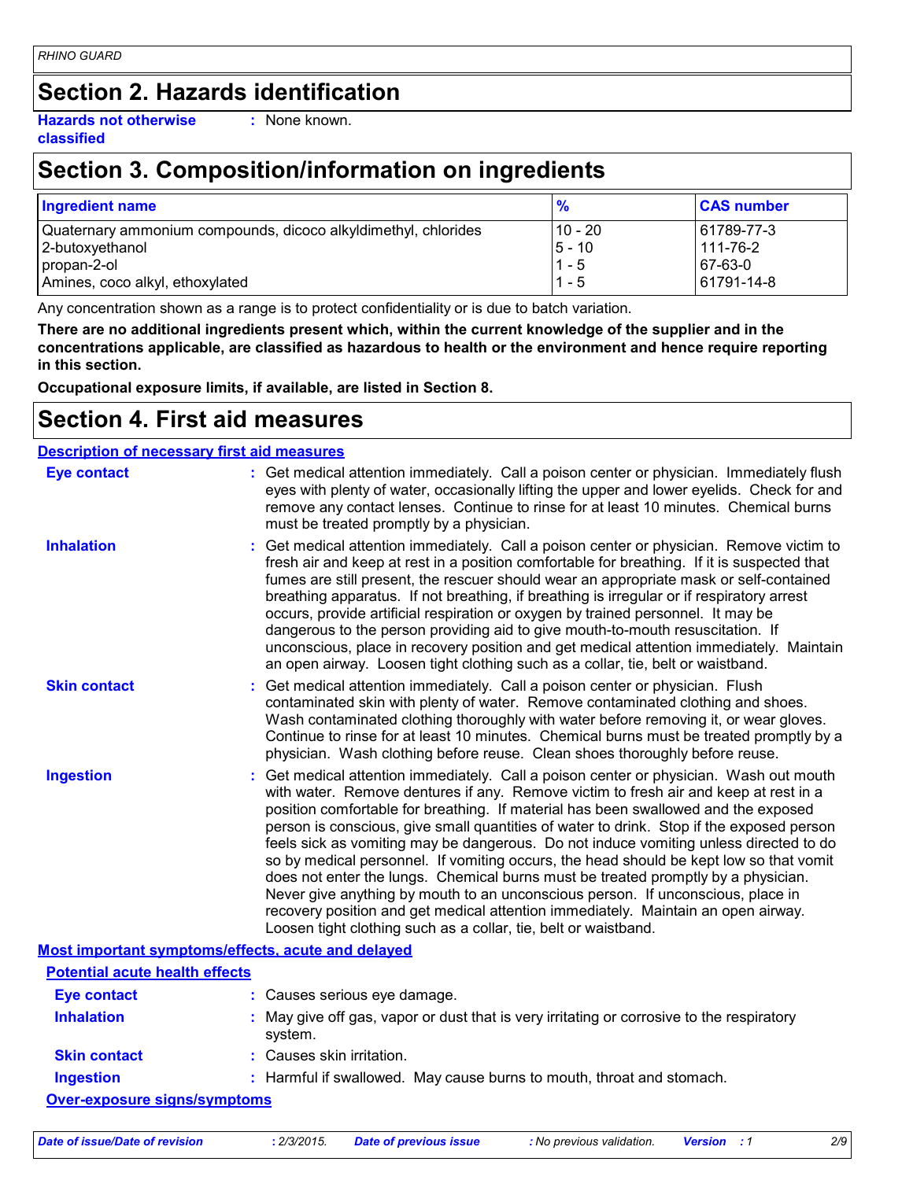## Section 2. Hazards identification

**Hazards not otherwise classified** : None known.

## Section 3. Composition/information on ingredients

| Ingredient name | % | CAS number |
|---|---|---|
| Quaternary ammonium compounds, dicoco alkyldimethyl, chlorides | 10 - 20 | 61789-77-3 |
| 2-butoxyethanol | 5 - 10 | 111-76-2 |
| propan-2-ol | 1 - 5 | 67-63-0 |
| Amines, coco alkyl, ethoxylated | 1 - 5 | 61791-14-8 |

Any concentration shown as a range is to protect confidentiality or is due to batch variation.

**There are no additional ingredients present which, within the current knowledge of the supplier and in the concentrations applicable, are classified as hazardous to health or the environment and hence require reporting in this section.**

**Occupational exposure limits, if available, are listed in Section 8.**

## Section 4. First aid measures

### Description of necessary first aid measures

**Eye contact** : Get medical attention immediately. Call a poison center or physician. Immediately flush eyes with plenty of water, occasionally lifting the upper and lower eyelids. Check for and remove any contact lenses. Continue to rinse for at least 10 minutes. Chemical burns must be treated promptly by a physician.

**Inhalation** : Get medical attention immediately. Call a poison center or physician. Remove victim to fresh air and keep at rest in a position comfortable for breathing. If it is suspected that fumes are still present, the rescuer should wear an appropriate mask or self-contained breathing apparatus. If not breathing, if breathing is irregular or if respiratory arrest occurs, provide artificial respiration or oxygen by trained personnel. It may be dangerous to the person providing aid to give mouth-to-mouth resuscitation. If unconscious, place in recovery position and get medical attention immediately. Maintain an open airway. Loosen tight clothing such as a collar, tie, belt or waistband.

**Skin contact** : Get medical attention immediately. Call a poison center or physician. Flush contaminated skin with plenty of water. Remove contaminated clothing and shoes. Wash contaminated clothing thoroughly with water before removing it, or wear gloves. Continue to rinse for at least 10 minutes. Chemical burns must be treated promptly by a physician. Wash clothing before reuse. Clean shoes thoroughly before reuse.

**Ingestion** : Get medical attention immediately. Call a poison center or physician. Wash out mouth with water. Remove dentures if any. Remove victim to fresh air and keep at rest in a position comfortable for breathing. If material has been swallowed and the exposed person is conscious, give small quantities of water to drink. Stop if the exposed person feels sick as vomiting may be dangerous. Do not induce vomiting unless directed to do so by medical personnel. If vomiting occurs, the head should be kept low so that vomit does not enter the lungs. Chemical burns must be treated promptly by a physician. Never give anything by mouth to an unconscious person. If unconscious, place in recovery position and get medical attention immediately. Maintain an open airway. Loosen tight clothing such as a collar, tie, belt or waistband.

### Most important symptoms/effects, acute and delayed

#### Potential acute health effects

**Eye contact** : Causes serious eye damage.

**Inhalation** : May give off gas, vapor or dust that is very irritating or corrosive to the respiratory system.

**Skin contact** : Causes skin irritation.

**Ingestion** : Harmful if swallowed. May cause burns to mouth, throat and stomach.

#### Over-exposure signs/symptoms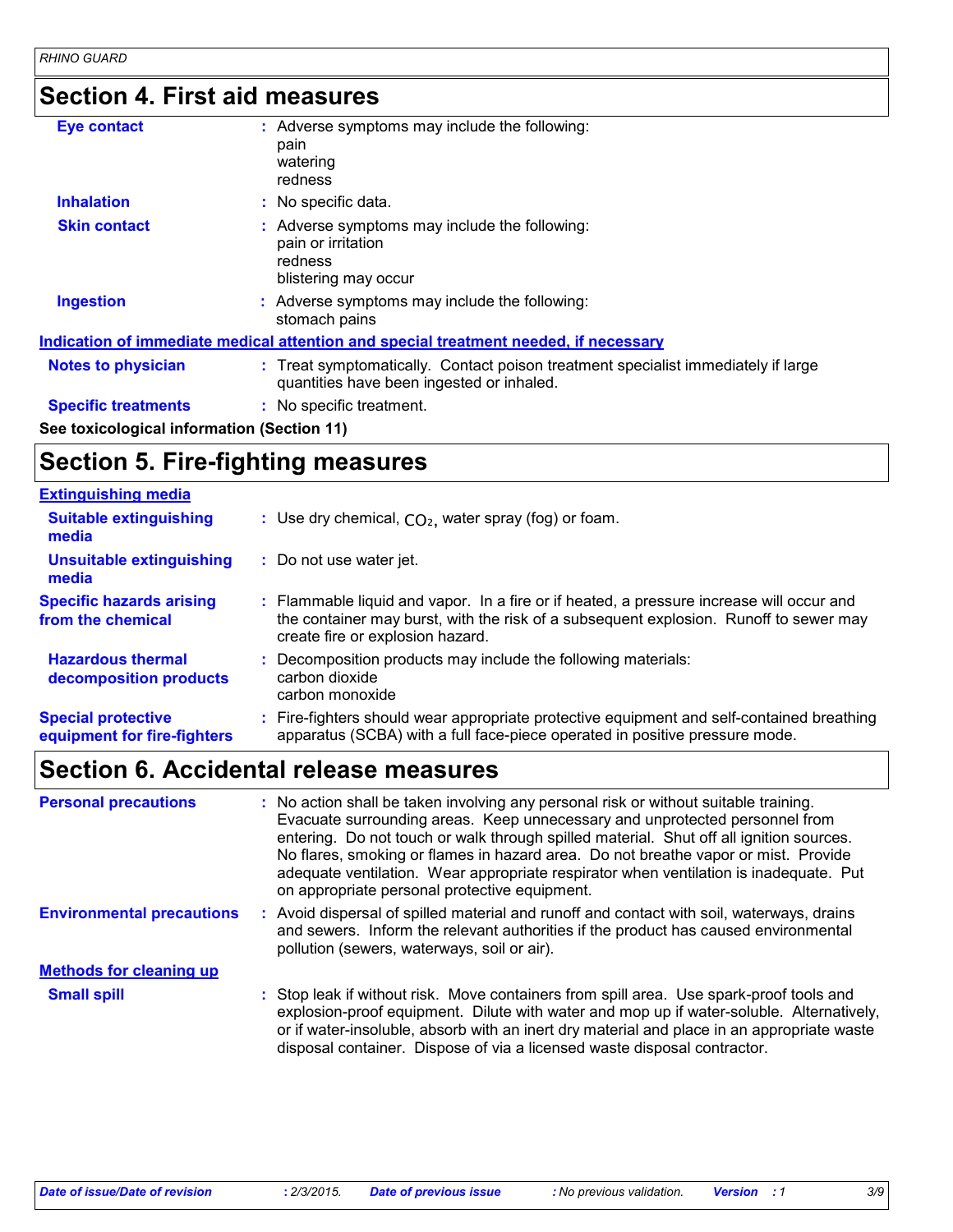## Section 4. First aid measures

**Eye contact** : Adverse symptoms may include the following:
pain
watering
redness

**Inhalation** : No specific data.

**Skin contact** : Adverse symptoms may include the following:
pain or irritation
redness
blistering may occur

**Ingestion** : Adverse symptoms may include the following:
stomach pains

**Indication of immediate medical attention and special treatment needed, if necessary**

**Notes to physician** : Treat symptomatically. Contact poison treatment specialist immediately if large quantities have been ingested or inhaled.

**Specific treatments** : No specific treatment.

**See toxicological information (Section 11)**

## Section 5. Fire-fighting measures

**Extinguishing media**

**Suitable extinguishing media** : Use dry chemical, $CO_2$, water spray (fog) or foam.

**Unsuitable extinguishing media** : Do not use water jet.

**Specific hazards arising from the chemical** : Flammable liquid and vapor. In a fire or if heated, a pressure increase will occur and the container may burst, with the risk of a subsequent explosion. Runoff to sewer may create fire or explosion hazard.

**Hazardous thermal decomposition products** : Decomposition products may include the following materials:
carbon dioxide
carbon monoxide

**Special protective equipment for fire-fighters** : Fire-fighters should wear appropriate protective equipment and self-contained breathing apparatus (SCBA) with a full face-piece operated in positive pressure mode.

## Section 6. Accidental release measures

**Personal precautions** : No action shall be taken involving any personal risk or without suitable training. Evacuate surrounding areas. Keep unnecessary and unprotected personnel from entering. Do not touch or walk through spilled material. Shut off all ignition sources. No flares, smoking or flames in hazard area. Do not breathe vapor or mist. Provide adequate ventilation. Wear appropriate respirator when ventilation is inadequate. Put on appropriate personal protective equipment.

**Environmental precautions** : Avoid dispersal of spilled material and runoff and contact with soil, waterways, drains and sewers. Inform the relevant authorities if the product has caused environmental pollution (sewers, waterways, soil or air).

**Methods for cleaning up**

**Small spill** : Stop leak if without risk. Move containers from spill area. Use spark-proof tools and explosion-proof equipment. Dilute with water and mop up if water-soluble. Alternatively, or if water-insoluble, absorb with an inert dry material and place in an appropriate waste disposal container. Dispose of via a licensed waste disposal contractor.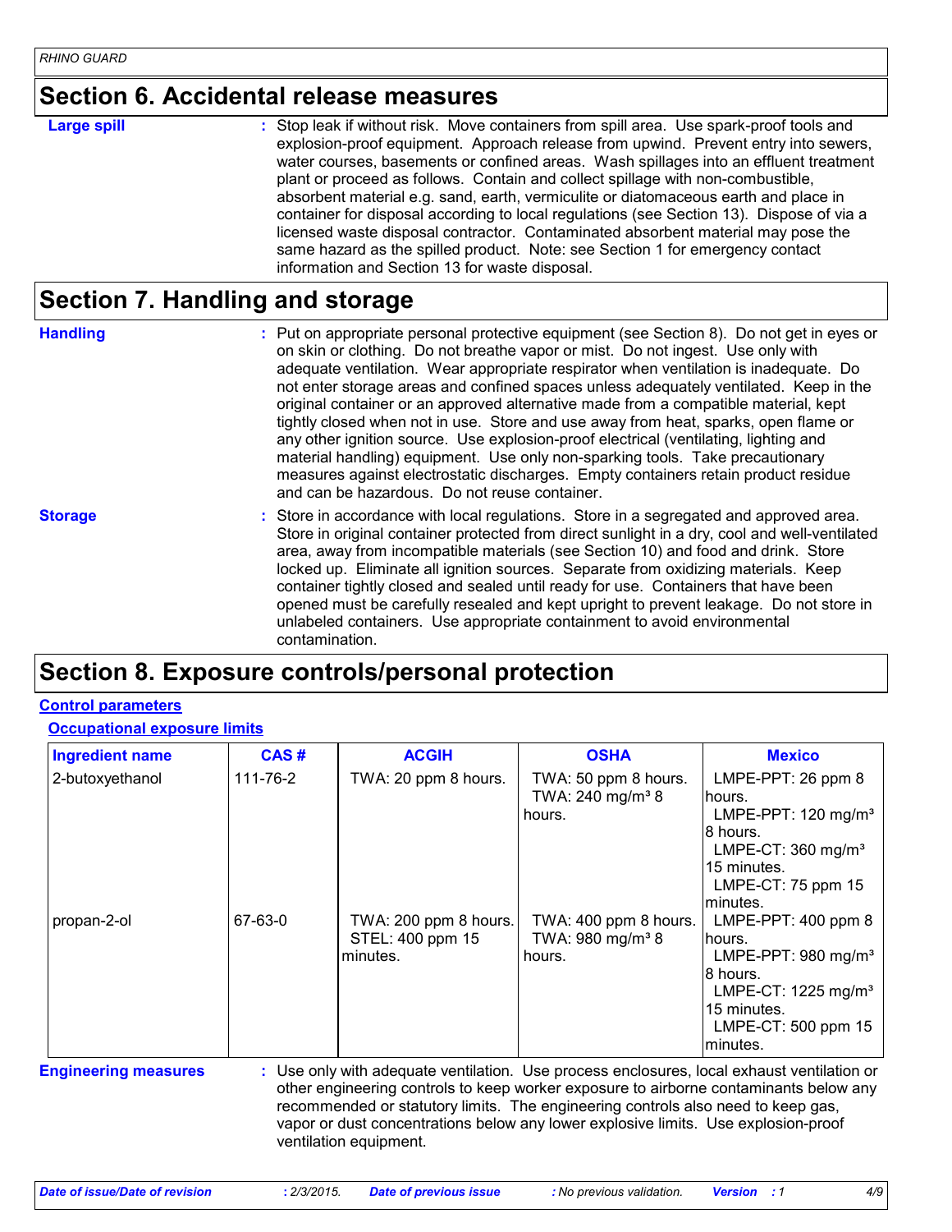## Section 6. Accidental release measures

**Large spill** : Stop leak if without risk. Move containers from spill area. Use spark-proof tools and explosion-proof equipment. Approach release from upwind. Prevent entry into sewers, water courses, basements or confined areas. Wash spillages into an effluent treatment plant or proceed as follows. Contain and collect spillage with non-combustible, absorbent material e.g. sand, earth, vermiculite or diatomaceous earth and place in container for disposal according to local regulations (see Section 13). Dispose of via a licensed waste disposal contractor. Contaminated absorbent material may pose the same hazard as the spilled product. Note: see Section 1 for emergency contact information and Section 13 for waste disposal.

## Section 7. Handling and storage

**Handling** : Put on appropriate personal protective equipment (see Section 8). Do not get in eyes or on skin or clothing. Do not breathe vapor or mist. Do not ingest. Use only with adequate ventilation. Wear appropriate respirator when ventilation is inadequate. Do not enter storage areas and confined spaces unless adequately ventilated. Keep in the original container or an approved alternative made from a compatible material, kept tightly closed when not in use. Store and use away from heat, sparks, open flame or any other ignition source. Use explosion-proof electrical (ventilating, lighting and material handling) equipment. Use only non-sparking tools. Take precautionary measures against electrostatic discharges. Empty containers retain product residue and can be hazardous. Do not reuse container.

**Storage** : Store in accordance with local regulations. Store in a segregated and approved area. Store in original container protected from direct sunlight in a dry, cool and well-ventilated area, away from incompatible materials (see Section 10) and food and drink. Store locked up. Eliminate all ignition sources. Separate from oxidizing materials. Keep container tightly closed and sealed until ready for use. Containers that have been opened must be carefully resealed and kept upright to prevent leakage. Do not store in unlabeled containers. Use appropriate containment to avoid environmental contamination.

## Section 8. Exposure controls/personal protection

**Control parameters**

**Occupational exposure limits**

| Ingredient name | CAS # | ACGIH | OSHA | Mexico |
|---|---|---|---|---|
| 2-butoxyethanol | 111-76-2 | TWA: 20 ppm 8 hours. | TWA: 50 ppm 8 hours.<br>TWA: 240 mg/m³ 8 hours. | LMPE-PPT: 26 ppm 8 hours.<br>LMPE-PPT: 120 mg/m³ 8 hours.<br>LMPE-CT: 360 mg/m³ 15 minutes.<br>LMPE-CT: 75 ppm 15 minutes. |
| propan-2-ol | 67-63-0 | TWA: 200 ppm 8 hours.<br>STEL: 400 ppm 15 minutes. | TWA: 400 ppm 8 hours.<br>TWA: 980 mg/m³ 8 hours. | LMPE-PPT: 400 ppm 8 hours.<br>LMPE-PPT: 980 mg/m³ 8 hours.<br>LMPE-CT: 1225 mg/m³ 15 minutes.<br>LMPE-CT: 500 ppm 15 minutes. |

**Engineering measures** : Use only with adequate ventilation. Use process enclosures, local exhaust ventilation or other engineering controls to keep worker exposure to airborne contaminants below any recommended or statutory limits. The engineering controls also need to keep gas, vapor or dust concentrations below any lower explosive limits. Use explosion-proof ventilation equipment.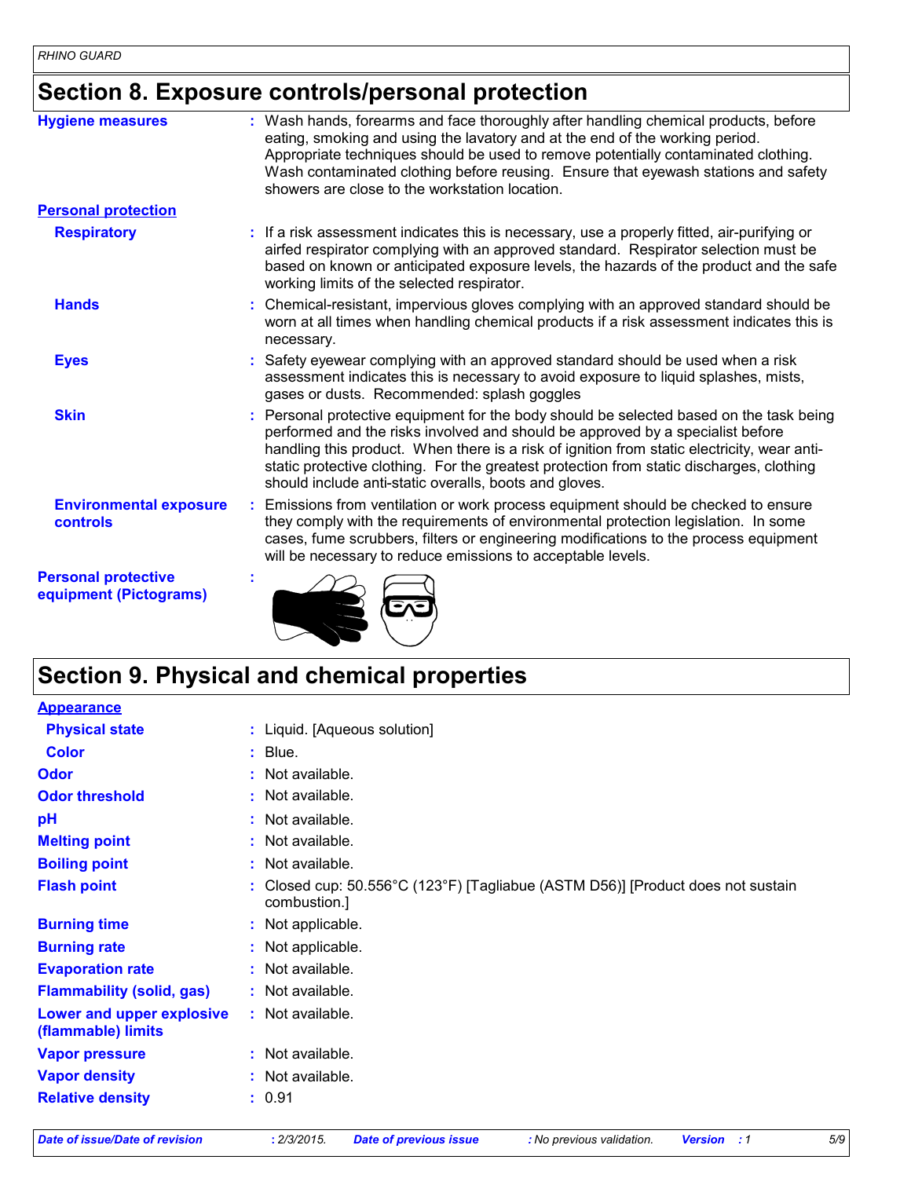## Section 8. Exposure controls/personal protection

| | |
|---|---|
| **Hygiene measures** | Wash hands, forearms and face thoroughly after handling chemical products, before eating, smoking and using the lavatory and at the end of the working period. Appropriate techniques should be used to remove potentially contaminated clothing. Wash contaminated clothing before reusing. Ensure that eyewash stations and safety showers are close to the workstation location. |
| **Personal protection** | |
| **Respiratory** | If a risk assessment indicates this is necessary, use a properly fitted, air-purifying or airfed respirator complying with an approved standard. Respirator selection must be based on known or anticipated exposure levels, the hazards of the product and the safe working limits of the selected respirator. |
| **Hands** | Chemical-resistant, impervious gloves complying with an approved standard should be worn at all times when handling chemical products if a risk assessment indicates this is necessary. |
| **Eyes** | Safety eyewear complying with an approved standard should be used when a risk assessment indicates this is necessary to avoid exposure to liquid splashes, mists, gases or dusts. Recommended: splash goggles |
| **Skin** | Personal protective equipment for the body should be selected based on the task being performed and the risks involved and should be approved by a specialist before handling this product. When there is a risk of ignition from static electricity, wear anti-static protective clothing. For the greatest protection from static discharges, clothing should include anti-static overalls, boots and gloves. |
| **Environmental exposure controls** | Emissions from ventilation or work process equipment should be checked to ensure they comply with the requirements of environmental protection legislation. In some cases, fume scrubbers, filters or engineering modifications to the process equipment will be necessary to reduce emissions to acceptable levels. |
| **Personal protective equipment (Pictograms)** | |

## Section 9. Physical and chemical properties

| | |
|---|---|
| **Appearance** | |
| **Physical state** | Liquid. [Aqueous solution] |
| **Color** | Blue. |
| **Odor** | Not available. |
| **Odor threshold** | Not available. |
| **pH** | Not available. |
| **Melting point** | Not available. |
| **Boiling point** | Not available. |
| **Flash point** | Closed cup: 50.556°C (123°F) [Tagliabue (ASTM D56)] [Product does not sustain combustion.] |
| **Burning time** | Not applicable. |
| **Burning rate** | Not applicable. |
| **Evaporation rate** | Not available. |
| **Flammability (solid, gas)** | Not available. |
| **Lower and upper explosive (flammable) limits** | Not available. |
| **Vapor pressure** | Not available. |
| **Vapor density** | Not available. |
| **Relative density** | 0.91 |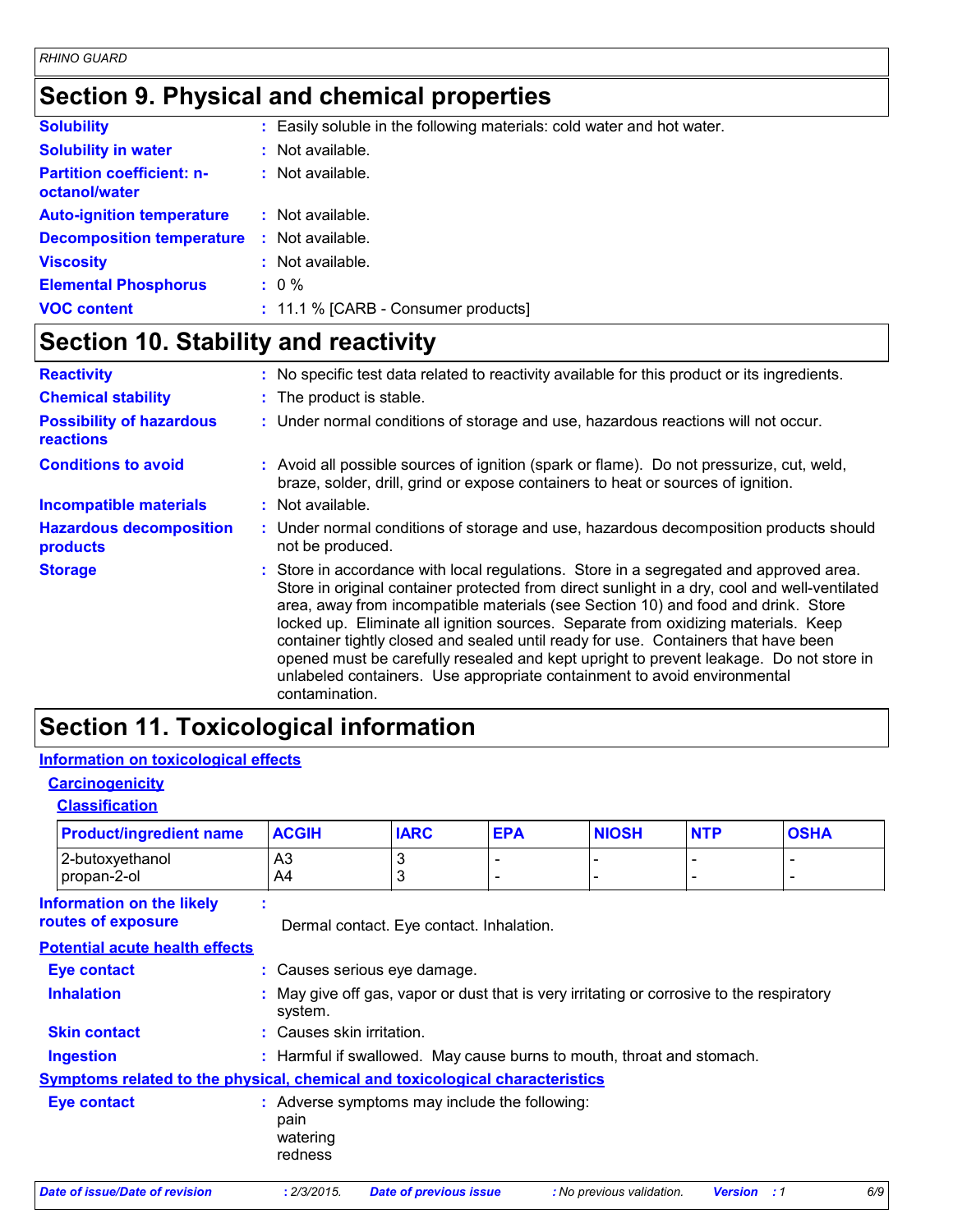## Section 9. Physical and chemical properties

**Solubility** : Easily soluble in the following materials: cold water and hot water.

**Solubility in water** : Not available.

**Partition coefficient: n-octanol/water** : Not available.

**Auto-ignition temperature** : Not available.

**Decomposition temperature** : Not available.

**Viscosity** : Not available.

**Elemental Phosphorus** : 0 %

**VOC content** : 11.1 % [CARB - Consumer products]

## Section 10. Stability and reactivity

**Reactivity** : No specific test data related to reactivity available for this product or its ingredients.

**Chemical stability** : The product is stable.

**Possibility of hazardous reactions** : Under normal conditions of storage and use, hazardous reactions will not occur.

**Conditions to avoid** : Avoid all possible sources of ignition (spark or flame). Do not pressurize, cut, weld, braze, solder, drill, grind or expose containers to heat or sources of ignition.

**Incompatible materials** : Not available.

**Hazardous decomposition products** : Under normal conditions of storage and use, hazardous decomposition products should not be produced.

**Storage** : Store in accordance with local regulations. Store in a segregated and approved area. Store in original container protected from direct sunlight in a dry, cool and well-ventilated area, away from incompatible materials (see Section 10) and food and drink. Store locked up. Eliminate all ignition sources. Separate from oxidizing materials. Keep container tightly closed and sealed until ready for use. Containers that have been opened must be carefully resealed and kept upright to prevent leakage. Do not store in unlabeled containers. Use appropriate containment to avoid environmental contamination.

## Section 11. Toxicological information

**Information on toxicological effects**

**Carcinogenicity**

**Classification**

| Product/ingredient name | ACGIH | IARC | EPA | NIOSH | NTP | OSHA |
|---|---|---|---|---|---|---|
| 2-butoxyethanol | A3 | 3 | - | - | - | - |
| propan-2-ol | A4 | 3 | - | - | - | - |

**Information on the likely routes of exposure** : Dermal contact. Eye contact. Inhalation.

**Potential acute health effects**

**Eye contact** : Causes serious eye damage.

**Inhalation** : May give off gas, vapor or dust that is very irritating or corrosive to the respiratory system.

**Skin contact** : Causes skin irritation.

**Ingestion** : Harmful if swallowed. May cause burns to mouth, throat and stomach.

**Symptoms related to the physical, chemical and toxicological characteristics**

**Eye contact** : Adverse symptoms may include the following:
pain
watering
redness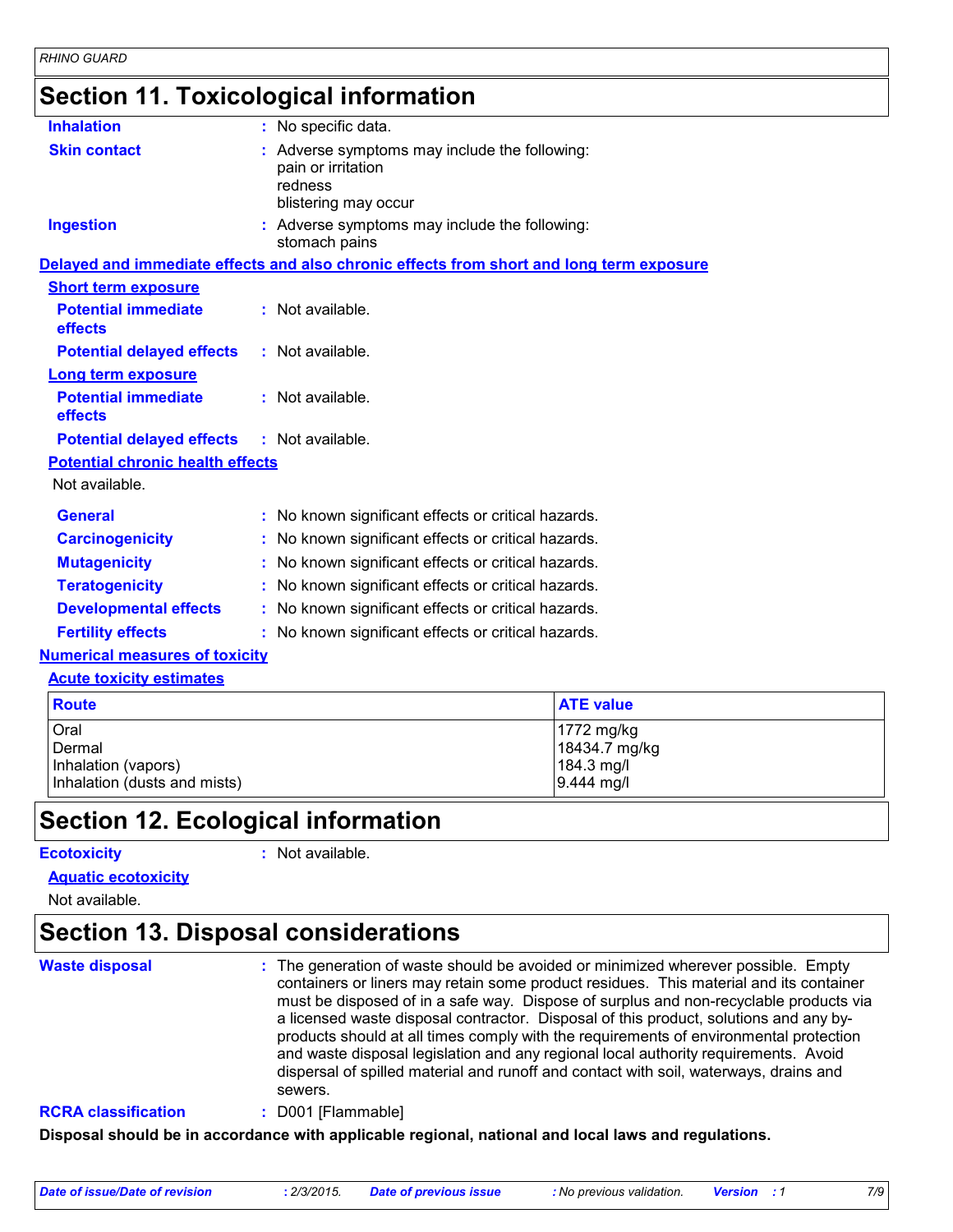## Section 11. Toxicological information

**Inhalation** : No specific data.

**Skin contact** : Adverse symptoms may include the following:
pain or irritation
redness
blistering may occur

**Ingestion** : Adverse symptoms may include the following:
stomach pains

### Delayed and immediate effects and also chronic effects from short and long term exposure

**Short term exposure**

**Potential immediate effects** : Not available.

**Potential delayed effects** : Not available.

**Long term exposure**

**Potential immediate effects** : Not available.

**Potential delayed effects** : Not available.

**Potential chronic health effects**

Not available.

**General** : No known significant effects or critical hazards.

**Carcinogenicity** : No known significant effects or critical hazards.

**Mutagenicity** : No known significant effects or critical hazards.

**Teratogenicity** : No known significant effects or critical hazards.

**Developmental effects** : No known significant effects or critical hazards.

**Fertility effects** : No known significant effects or critical hazards.

### Numerical measures of toxicity

**Acute toxicity estimates**

| Route | ATE value |
|---|---|
| Oral | 1772 mg/kg |
| Dermal | 18434.7 mg/kg |
| Inhalation (vapors) | 184.3 mg/l |
| Inhalation (dusts and mists) | 9.444 mg/l |

## Section 12. Ecological information

**Ecotoxicity** : Not available.

**Aquatic ecotoxicity**

Not available.

## Section 13. Disposal considerations

**Waste disposal** : The generation of waste should be avoided or minimized wherever possible. Empty containers or liners may retain some product residues. This material and its container must be disposed of in a safe way. Dispose of surplus and non-recyclable products via a licensed waste disposal contractor. Disposal of this product, solutions and any by-products should at all times comply with the requirements of environmental protection and waste disposal legislation and any regional local authority requirements. Avoid dispersal of spilled material and runoff and contact with soil, waterways, drains and sewers.

**RCRA classification** : D001 [Flammable]

**Disposal should be in accordance with applicable regional, national and local laws and regulations.**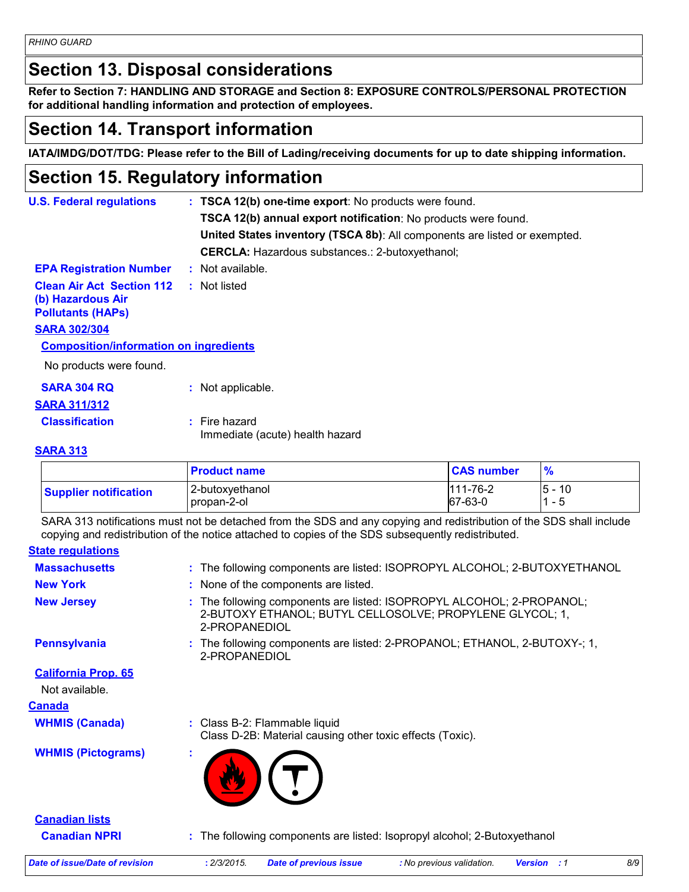# Section 13. Disposal considerations

**Refer to Section 7: HANDLING AND STORAGE and Section 8: EXPOSURE CONTROLS/PERSONAL PROTECTION for additional handling information and protection of employees.**

# Section 14. Transport information

**IATA/IMDG/DOT/TDG: Please refer to the Bill of Lading/receiving documents for up to date shipping information.**

# Section 15. Regulatory information

**U.S. Federal regulations** : **TSCA 12(b) one-time export**: No products were found.
**TSCA 12(b) annual export notification**: No products were found.
**United States inventory (TSCA 8b)**: All components are listed or exempted.
**CERCLA:** Hazardous substances.: 2-butoxyethanol;

**EPA Registration Number** : Not available.

**Clean Air Act Section 112 (b) Hazardous Air Pollutants (HAPs)** : Not listed

**SARA 302/304**

**Composition/information on ingredients**

No products were found.

**SARA 304 RQ** : Not applicable.

**SARA 311/312**

**Classification** : Fire hazard
Immediate (acute) health hazard

**SARA 313**

| | Product name | CAS number | % |
|---|---|---|---|
| **Supplier notification** | 2-butoxyethanol<br>propan-2-ol | 111-76-2<br>67-63-0 | 5 - 10<br>1 - 5 |

SARA 313 notifications must not be detached from the SDS and any copying and redistribution of the SDS shall include copying and redistribution of the notice attached to copies of the SDS subsequently redistributed.

**State regulations**

**Massachusetts** : The following components are listed: ISOPROPYL ALCOHOL; 2-BUTOXYETHANOL

**New York** : None of the components are listed.

**New Jersey** : The following components are listed: ISOPROPYL ALCOHOL; 2-PROPANOL; 2-BUTOXY ETHANOL; BUTYL CELLOSOLVE; PROPYLENE GLYCOL; 1, 2-PROPANEDIOL

**Pennsylvania** : The following components are listed: 2-PROPANOL; ETHANOL, 2-BUTOXY-; 1, 2-PROPANEDIOL

**California Prop. 65**

Not available.

**Canada**

**WHMIS (Canada)** : Class B-2: Flammable liquid
Class D-2B: Material causing other toxic effects (Toxic).

**WHMIS (Pictograms)** :

**Canadian lists**

**Canadian NPRI** : The following components are listed: Isopropyl alcohol; 2-Butoxyethanol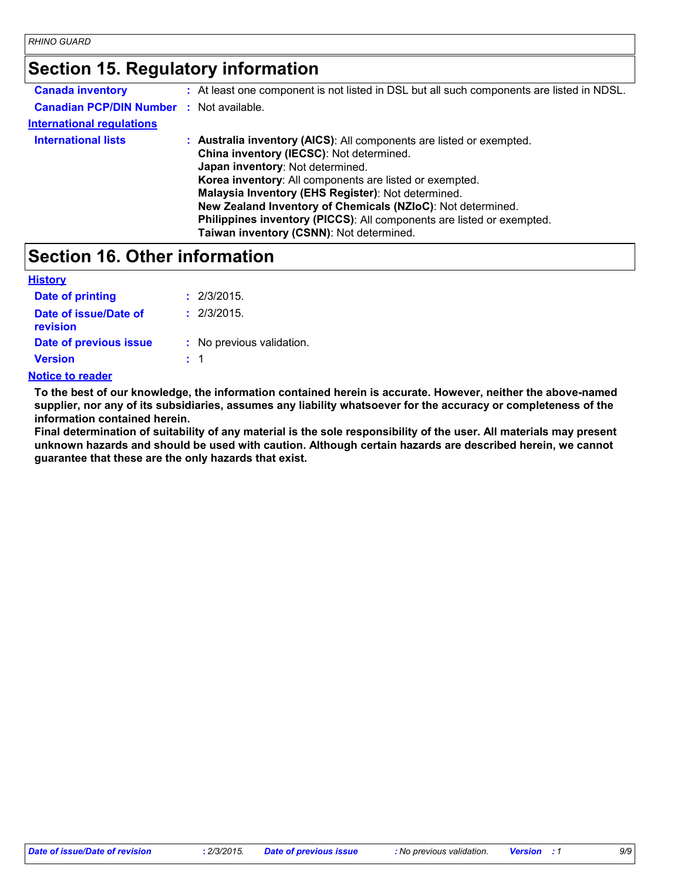## Section 15. Regulatory information

**Canada inventory** : At least one component is not listed in DSL but all such components are listed in NDSL.

**Canadian PCP/DIN Number** : Not available.

**International regulations**

**International lists** :

**Australia inventory (AICS)**: All components are listed or exempted.
**China inventory (IECSC)**: Not determined.
**Japan inventory**: Not determined.
**Korea inventory**: All components are listed or exempted.
**Malaysia Inventory (EHS Register)**: Not determined.
**New Zealand Inventory of Chemicals (NZIoC)**: Not determined.
**Philippines inventory (PICCS)**: All components are listed or exempted.
**Taiwan inventory (CSNN)**: Not determined.

## Section 16. Other information

**History**

**Date of printing** : 2/3/2015.

**Date of issue/Date of revision** : 2/3/2015.

**Date of previous issue** : No previous validation.

**Version** : 1

**Notice to reader**

**To the best of our knowledge, the information contained herein is accurate. However, neither the above-named supplier, nor any of its subsidiaries, assumes any liability whatsoever for the accuracy or completeness of the information contained herein.**

**Final determination of suitability of any material is the sole responsibility of the user. All materials may present unknown hazards and should be used with caution. Although certain hazards are described herein, we cannot guarantee that these are the only hazards that exist.**